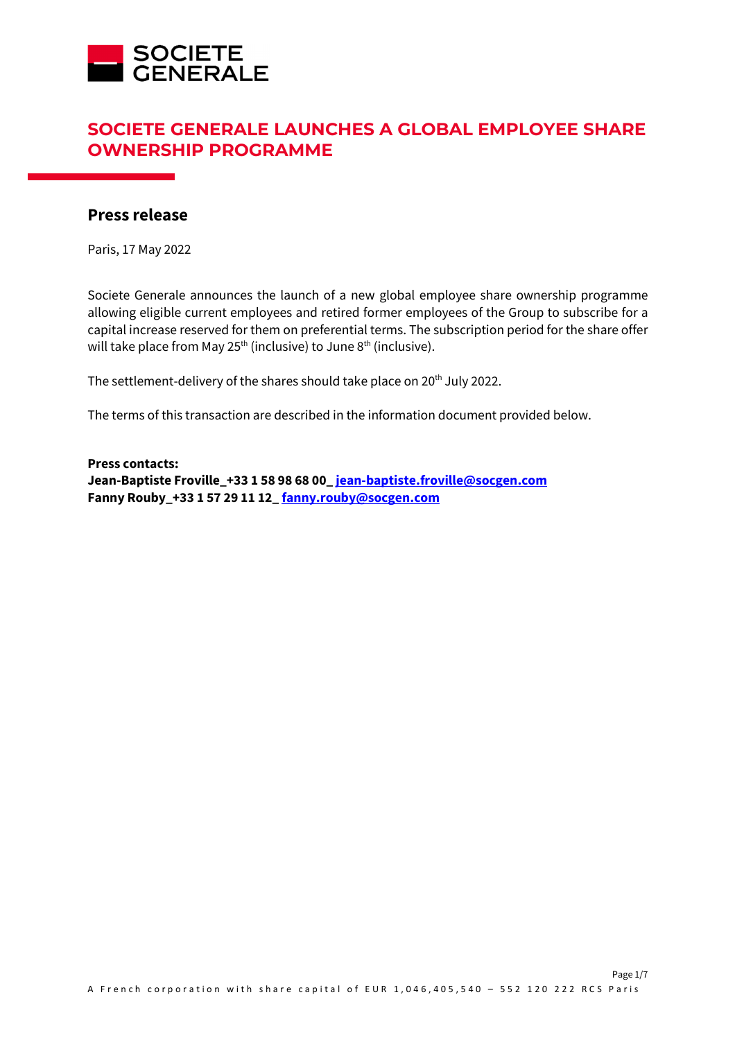# SOCIETE GENERALE LAUNCHES A GLOBAL EMPLOYEE SHARE OWNERSHIP PROGRAMME

## Press release

Paris, 17 May 2022

Societe Generale announces the launch of a new global employee share ownership programme allowing eligible current employees and retired former employees of the Group to subscribe for a capital increase reserved for them on preferential terms. The subscription period for the share offer will take place from May 25th (inclusive) to June 8th (inclusive).

The settlement-delivery of the shares should take place on 20th July 2022.

The terms of this transaction are described in the information document provided below.

**Press contacts:**
**Jean-Baptiste Froville_+33 1 58 98 68 00_ jean-baptiste.froville@socgen.com**
**Fanny Rouby_+33 1 57 29 11 12_ fanny.rouby@socgen.com**

A French corporation with share capital of EUR 1,046,405,540 – 552 120 222 RCS Paris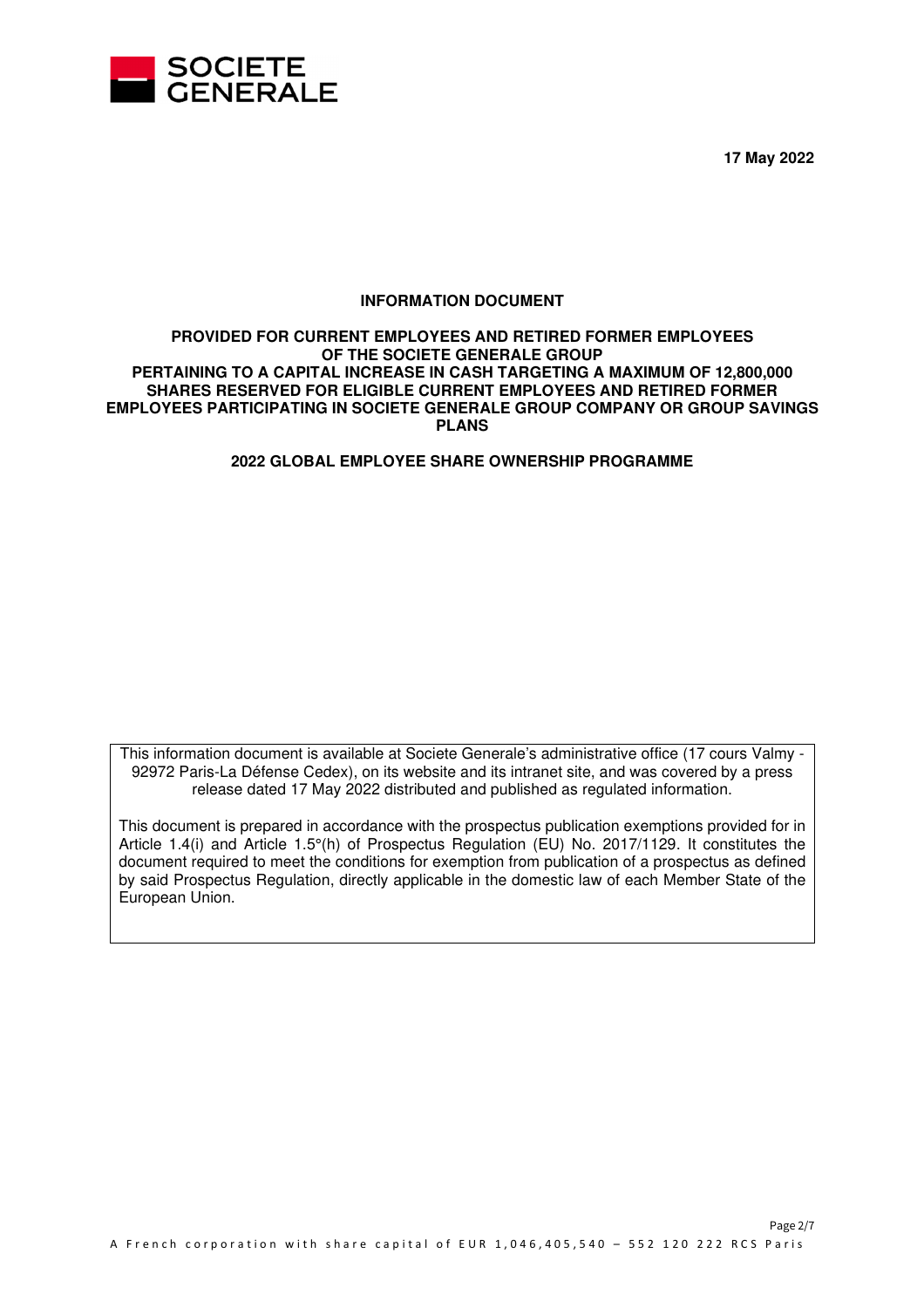**17 May 2022**

# INFORMATION DOCUMENT

## PROVIDED FOR CURRENT EMPLOYEES AND RETIRED FORMER EMPLOYEES OF THE SOCIETE GENERALE GROUP PERTAINING TO A CAPITAL INCREASE IN CASH TARGETING A MAXIMUM OF 12,800,000 SHARES RESERVED FOR ELIGIBLE CURRENT EMPLOYEES AND RETIRED FORMER EMPLOYEES PARTICIPATING IN SOCIETE GENERALE GROUP COMPANY OR GROUP SAVINGS PLANS

## 2022 GLOBAL EMPLOYEE SHARE OWNERSHIP PROGRAMME

This information document is available at Societe Generale's administrative office (17 cours Valmy - 92972 Paris-La Défense Cedex), on its website and its intranet site, and was covered by a press release dated 17 May 2022 distributed and published as regulated information.

This document is prepared in accordance with the prospectus publication exemptions provided for in Article 1.4(i) and Article 1.5°(h) of Prospectus Regulation (EU) No. 2017/1129. It constitutes the document required to meet the conditions for exemption from publication of a prospectus as defined by said Prospectus Regulation, directly applicable in the domestic law of each Member State of the European Union.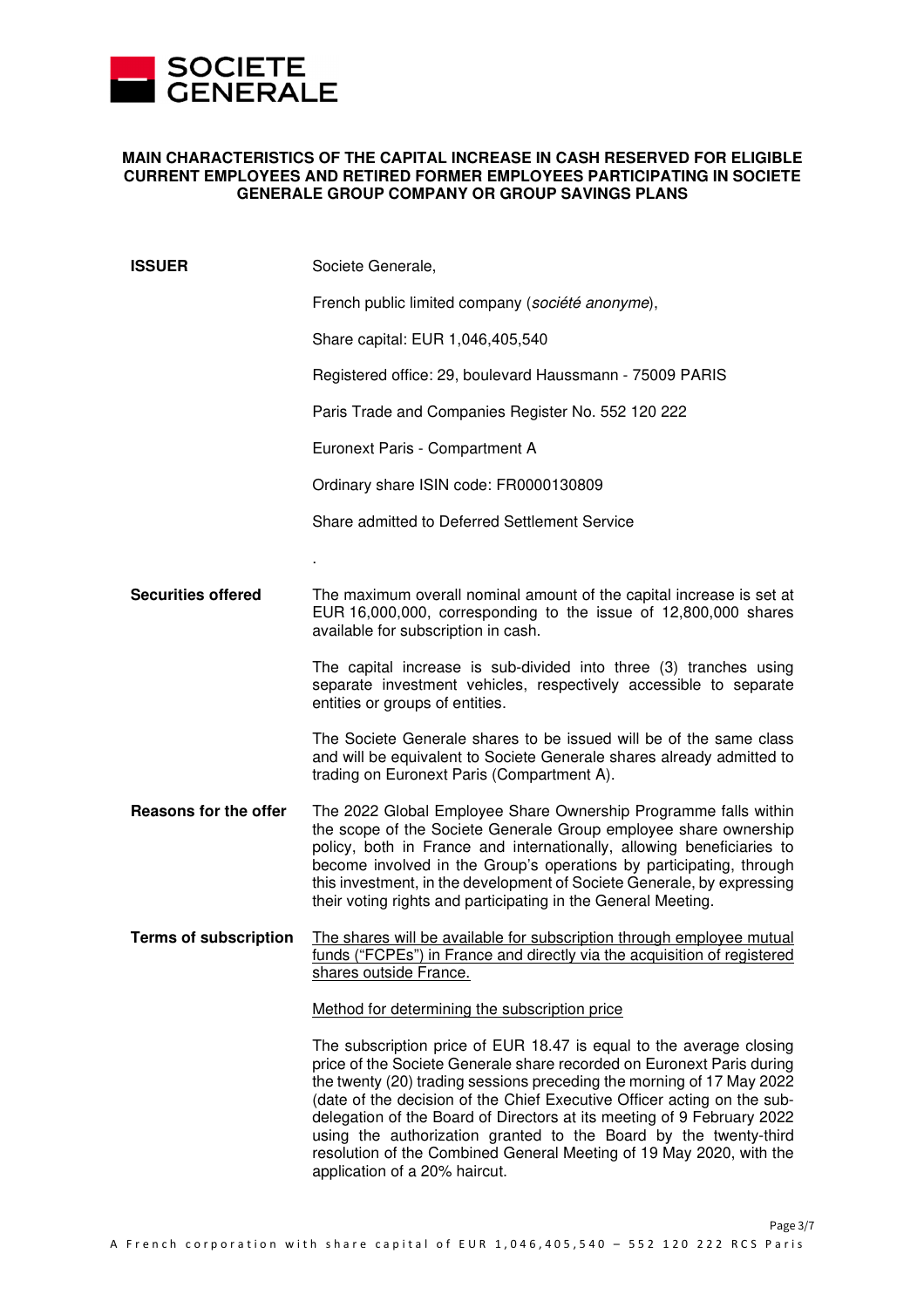**MAIN CHARACTERISTICS OF THE CAPITAL INCREASE IN CASH RESERVED FOR ELIGIBLE CURRENT EMPLOYEES AND RETIRED FORMER EMPLOYEES PARTICIPATING IN SOCIETE GENERALE GROUP COMPANY OR GROUP SAVINGS PLANS**

| | |
|---|---|
| **ISSUER** | Societe Generale,<br><br>French public limited company (*société anonyme*),<br><br>Share capital: EUR 1,046,405,540<br><br>Registered office: 29, boulevard Haussmann - 75009 PARIS<br><br>Paris Trade and Companies Register No. 552 120 222<br><br>Euronext Paris - Compartment A<br><br>Ordinary share ISIN code: FR0000130809<br><br>Share admitted to Deferred Settlement Service<br><br>. |
| **Securities offered** | The maximum overall nominal amount of the capital increase is set at EUR 16,000,000, corresponding to the issue of 12,800,000 shares available for subscription in cash.<br><br>The capital increase is sub-divided into three (3) tranches using separate investment vehicles, respectively accessible to separate entities or groups of entities.<br><br>The Societe Generale shares to be issued will be of the same class and will be equivalent to Societe Generale shares already admitted to trading on Euronext Paris (Compartment A). |
| **Reasons for the offer** | The 2022 Global Employee Share Ownership Programme falls within the scope of the Societe Generale Group employee share ownership policy, both in France and internationally, allowing beneficiaries to become involved in the Group's operations by participating, through this investment, in the development of Societe Generale, by expressing their voting rights and participating in the General Meeting. |
| **Terms of subscription** | <u>The shares will be available for subscription through employee mutual funds ("FCPEs") in France and directly via the acquisition of registered shares outside France.</u><br><br><u>Method for determining the subscription price</u><br><br>The subscription price of EUR 18.47 is equal to the average closing price of the Societe Generale share recorded on Euronext Paris during the twenty (20) trading sessions preceding the morning of 17 May 2022 (date of the decision of the Chief Executive Officer acting on the sub-delegation of the Board of Directors at its meeting of 9 February 2022 using the authorization granted to the Board by the twenty-third resolution of the Combined General Meeting of 19 May 2020, with the application of a 20% haircut. |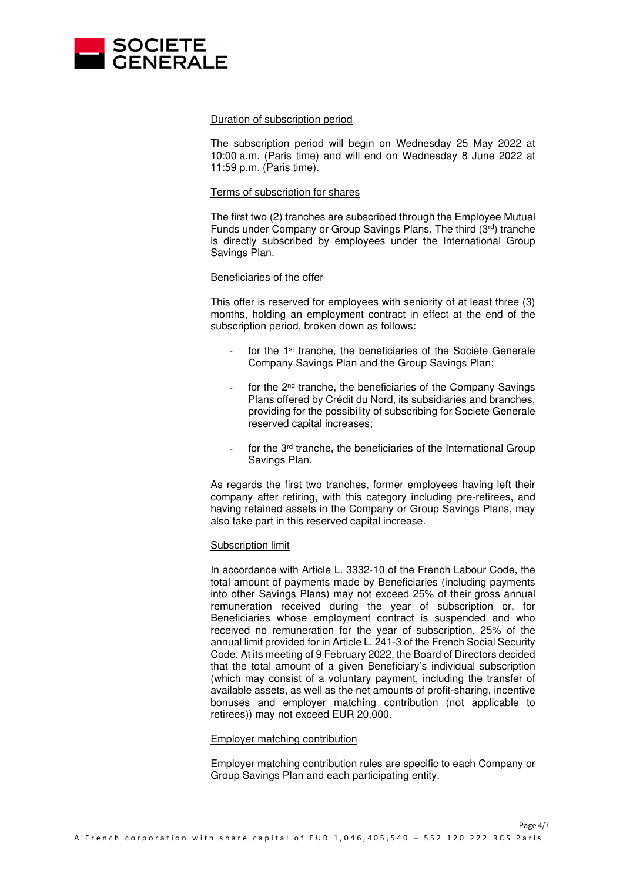Duration of subscription period

The subscription period will begin on Wednesday 25 May 2022 at 10:00 a.m. (Paris time) and will end on Wednesday 8 June 2022 at 11:59 p.m. (Paris time).

Terms of subscription for shares

The first two (2) tranches are subscribed through the Employee Mutual Funds under Company or Group Savings Plans. The third (3rd) tranche is directly subscribed by employees under the International Group Savings Plan.

Beneficiaries of the offer

This offer is reserved for employees with seniority of at least three (3) months, holding an employment contract in effect at the end of the subscription period, broken down as follows:

- for the 1st tranche, the beneficiaries of the Societe Generale Company Savings Plan and the Group Savings Plan;
- for the 2nd tranche, the beneficiaries of the Company Savings Plans offered by Crédit du Nord, its subsidiaries and branches, providing for the possibility of subscribing for Societe Generale reserved capital increases;
- for the 3rd tranche, the beneficiaries of the International Group Savings Plan.

As regards the first two tranches, former employees having left their company after retiring, with this category including pre-retirees, and having retained assets in the Company or Group Savings Plans, may also take part in this reserved capital increase.

Subscription limit

In accordance with Article L. 3332-10 of the French Labour Code, the total amount of payments made by Beneficiaries (including payments into other Savings Plans) may not exceed 25% of their gross annual remuneration received during the year of subscription or, for Beneficiaries whose employment contract is suspended and who received no remuneration for the year of subscription, 25% of the annual limit provided for in Article L. 241-3 of the French Social Security Code. At its meeting of 9 February 2022, the Board of Directors decided that the total amount of a given Beneficiary's individual subscription (which may consist of a voluntary payment, including the transfer of available assets, as well as the net amounts of profit-sharing, incentive bonuses and employer matching contribution (not applicable to retirees)) may not exceed EUR 20,000.

Employer matching contribution

Employer matching contribution rules are specific to each Company or Group Savings Plan and each participating entity.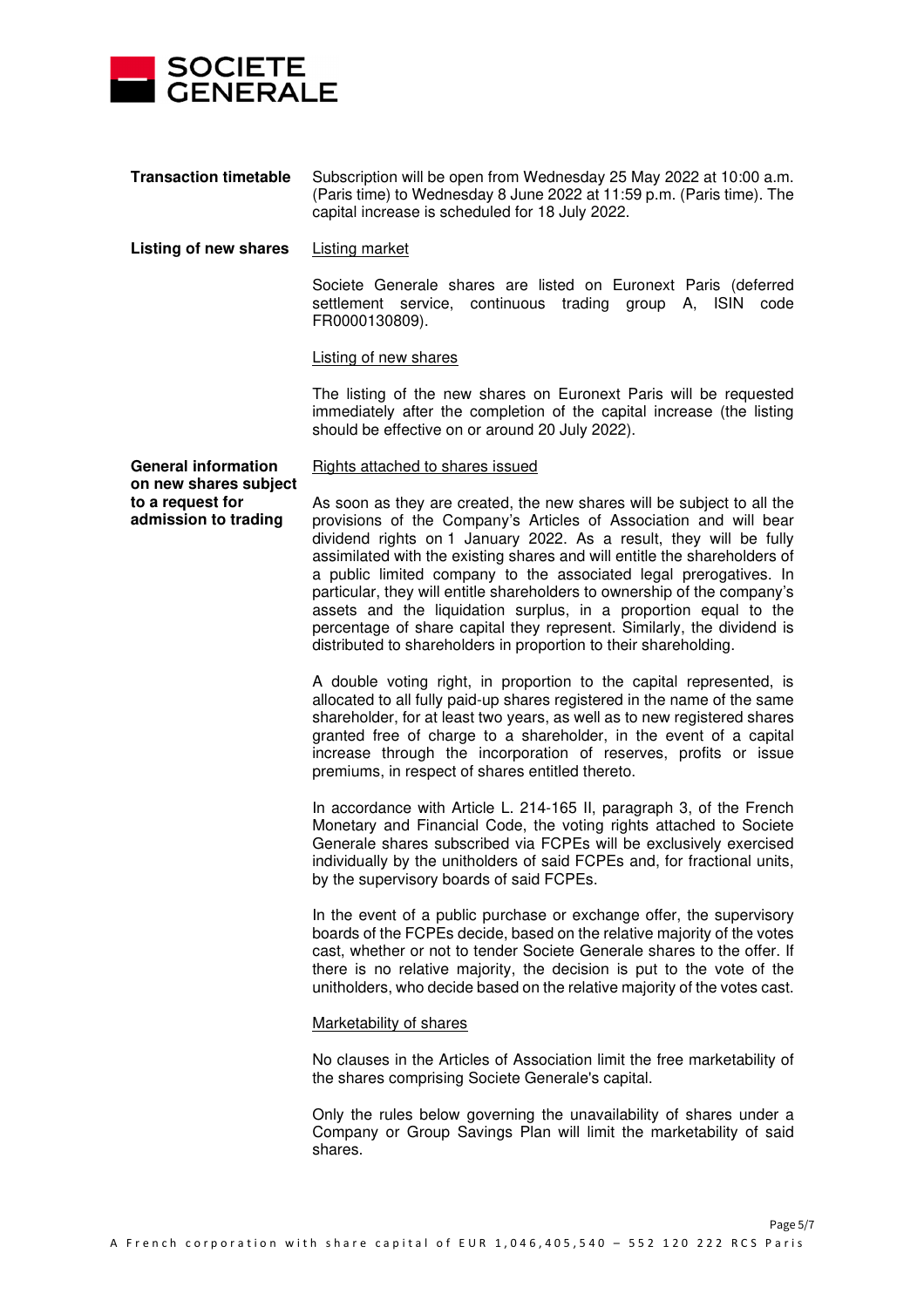**Transaction timetable**

Subscription will be open from Wednesday 25 May 2022 at 10:00 a.m. (Paris time) to Wednesday 8 June 2022 at 11:59 p.m. (Paris time). The capital increase is scheduled for 18 July 2022.

**Listing of new shares**

Listing market

Societe Generale shares are listed on Euronext Paris (deferred settlement service, continuous trading group A, ISIN code FR0000130809).

Listing of new shares

The listing of the new shares on Euronext Paris will be requested immediately after the completion of the capital increase (the listing should be effective on or around 20 July 2022).

**General information on new shares subject to a request for admission to trading**

Rights attached to shares issued

As soon as they are created, the new shares will be subject to all the provisions of the Company's Articles of Association and will bear dividend rights on 1 January 2022. As a result, they will be fully assimilated with the existing shares and will entitle the shareholders of a public limited company to the associated legal prerogatives. In particular, they will entitle shareholders to ownership of the company's assets and the liquidation surplus, in a proportion equal to the percentage of share capital they represent. Similarly, the dividend is distributed to shareholders in proportion to their shareholding.

A double voting right, in proportion to the capital represented, is allocated to all fully paid-up shares registered in the name of the same shareholder, for at least two years, as well as to new registered shares granted free of charge to a shareholder, in the event of a capital increase through the incorporation of reserves, profits or issue premiums, in respect of shares entitled thereto.

In accordance with Article L. 214-165 II, paragraph 3, of the French Monetary and Financial Code, the voting rights attached to Societe Generale shares subscribed via FCPEs will be exclusively exercised individually by the unitholders of said FCPEs and, for fractional units, by the supervisory boards of said FCPEs.

In the event of a public purchase or exchange offer, the supervisory boards of the FCPEs decide, based on the relative majority of the votes cast, whether or not to tender Societe Generale shares to the offer. If there is no relative majority, the decision is put to the vote of the unitholders, who decide based on the relative majority of the votes cast.

Marketability of shares

No clauses in the Articles of Association limit the free marketability of the shares comprising Societe Generale's capital.

Only the rules below governing the unavailability of shares under a Company or Group Savings Plan will limit the marketability of said shares.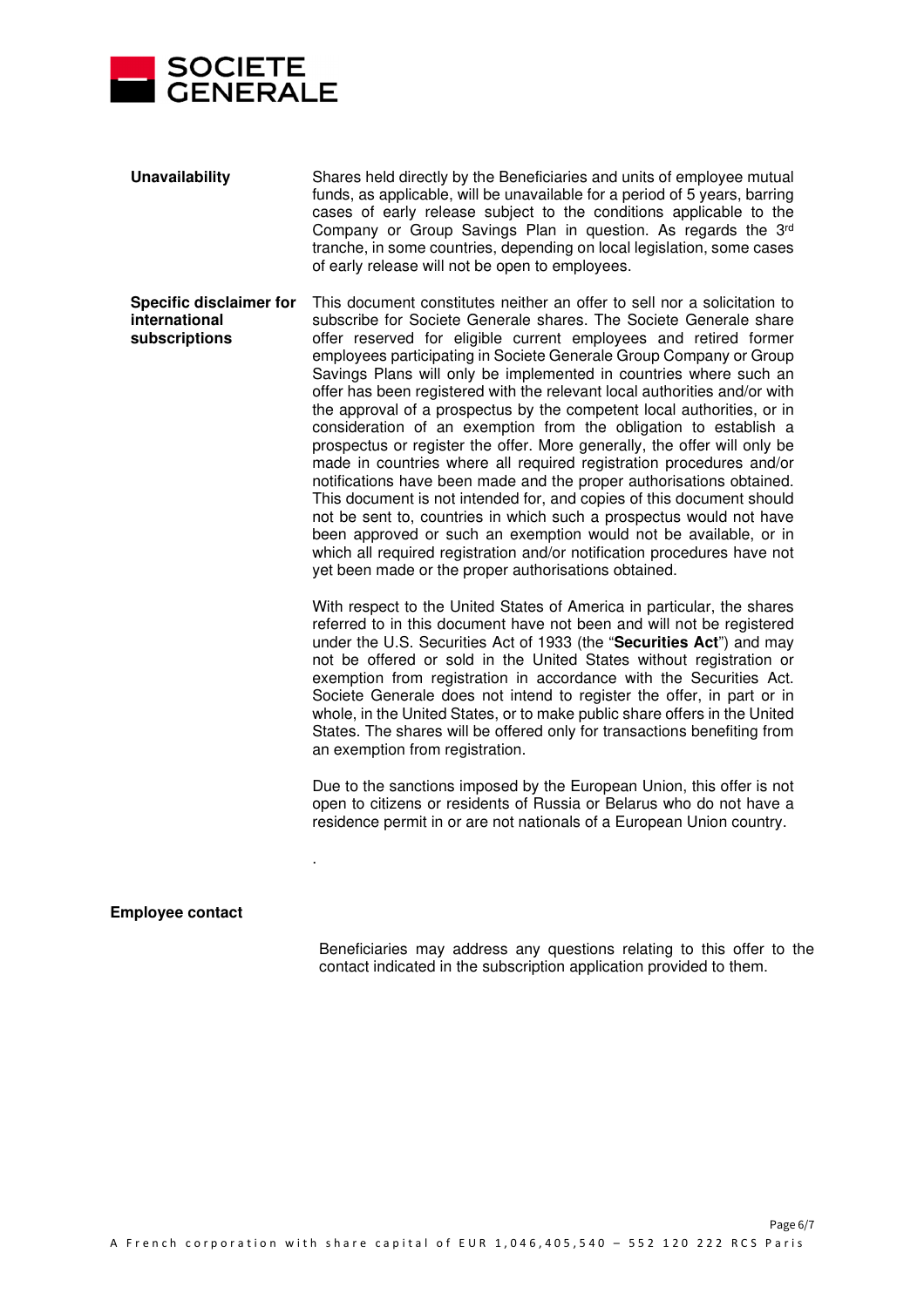**Unavailability**

Shares held directly by the Beneficiaries and units of employee mutual funds, as applicable, will be unavailable for a period of 5 years, barring cases of early release subject to the conditions applicable to the Company or Group Savings Plan in question. As regards the 3rd tranche, in some countries, depending on local legislation, some cases of early release will not be open to employees.

**Specific disclaimer for international subscriptions**

This document constitutes neither an offer to sell nor a solicitation to subscribe for Societe Generale shares. The Societe Generale share offer reserved for eligible current employees and retired former employees participating in Societe Generale Group Company or Group Savings Plans will only be implemented in countries where such an offer has been registered with the relevant local authorities and/or with the approval of a prospectus by the competent local authorities, or in consideration of an exemption from the obligation to establish a prospectus or register the offer. More generally, the offer will only be made in countries where all required registration procedures and/or notifications have been made and the proper authorisations obtained. This document is not intended for, and copies of this document should not be sent to, countries in which such a prospectus would not have been approved or such an exemption would not be available, or in which all required registration and/or notification procedures have not yet been made or the proper authorisations obtained.

With respect to the United States of America in particular, the shares referred to in this document have not been and will not be registered under the U.S. Securities Act of 1933 (the "**Securities Act**") and may not be offered or sold in the United States without registration or exemption from registration in accordance with the Securities Act. Societe Generale does not intend to register the offer, in part or in whole, in the United States, or to make public share offers in the United States. The shares will be offered only for transactions benefiting from an exemption from registration.

Due to the sanctions imposed by the European Union, this offer is not open to citizens or residents of Russia or Belarus who do not have a residence permit in or are not nationals of a European Union country.

**Employee contact**

Beneficiaries may address any questions relating to this offer to the contact indicated in the subscription application provided to them.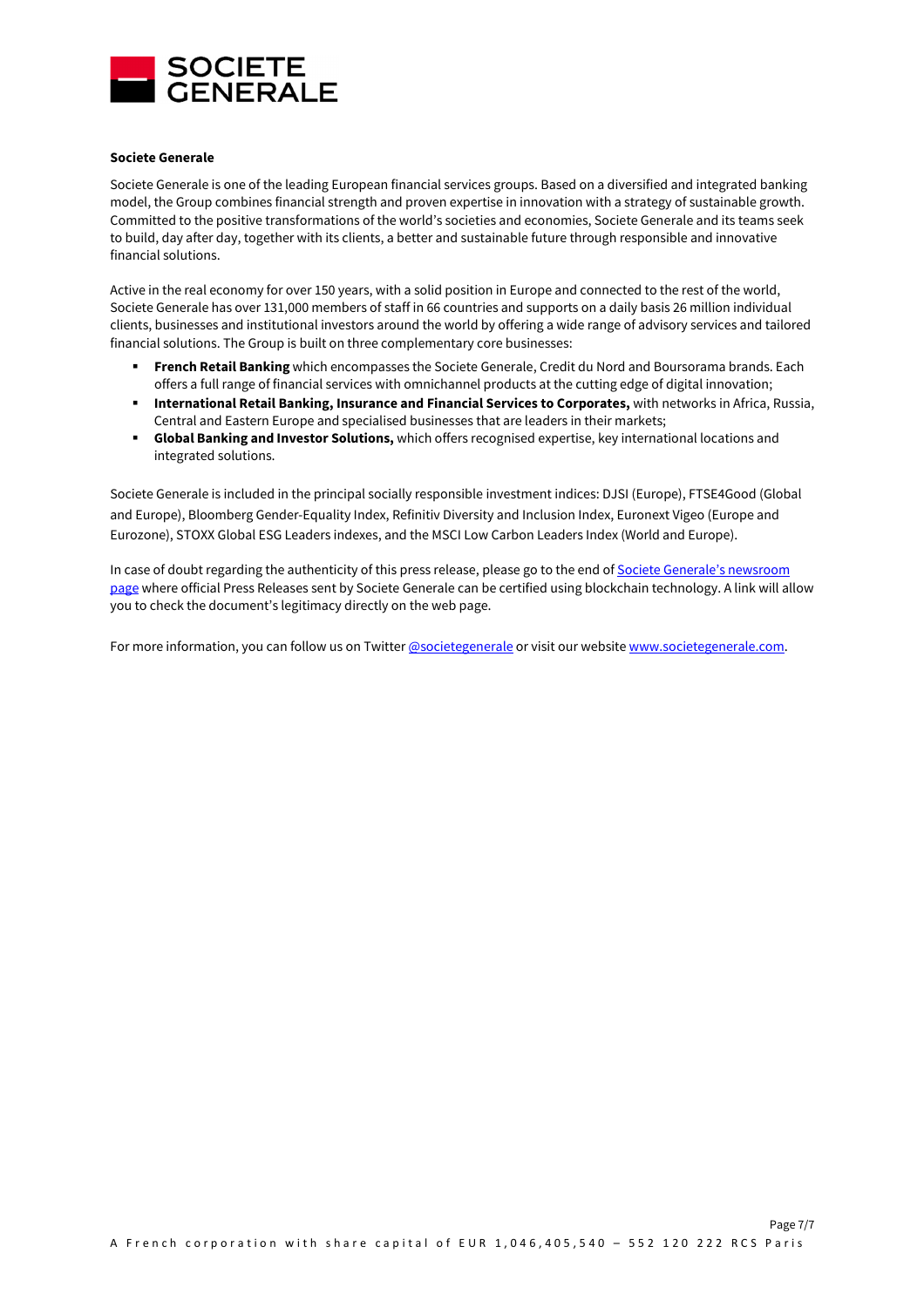**Societe Generale**

Societe Generale is one of the leading European financial services groups. Based on a diversified and integrated banking model, the Group combines financial strength and proven expertise in innovation with a strategy of sustainable growth. Committed to the positive transformations of the world's societies and economies, Societe Generale and its teams seek to build, day after day, together with its clients, a better and sustainable future through responsible and innovative financial solutions.

Active in the real economy for over 150 years, with a solid position in Europe and connected to the rest of the world, Societe Generale has over 131,000 members of staff in 66 countries and supports on a daily basis 26 million individual clients, businesses and institutional investors around the world by offering a wide range of advisory services and tailored financial solutions. The Group is built on three complementary core businesses:

- **French Retail Banking** which encompasses the Societe Generale, Credit du Nord and Boursorama brands. Each offers a full range of financial services with omnichannel products at the cutting edge of digital innovation;
- **International Retail Banking, Insurance and Financial Services to Corporates,** with networks in Africa, Russia, Central and Eastern Europe and specialised businesses that are leaders in their markets;
- **Global Banking and Investor Solutions,** which offers recognised expertise, key international locations and integrated solutions.

Societe Generale is included in the principal socially responsible investment indices: DJSI (Europe), FTSE4Good (Global and Europe), Bloomberg Gender-Equality Index, Refinitiv Diversity and Inclusion Index, Euronext Vigeo (Europe and Eurozone), STOXX Global ESG Leaders indexes, and the MSCI Low Carbon Leaders Index (World and Europe).

In case of doubt regarding the authenticity of this press release, please go to the end of Societe Generale's newsroom page where official Press Releases sent by Societe Generale can be certified using blockchain technology. A link will allow you to check the document's legitimacy directly on the web page.

For more information, you can follow us on Twitter @societegenerale or visit our website www.societegenerale.com.

A French corporation with share capital of EUR 1,046,405,540 – 552 120 222 RCS Paris